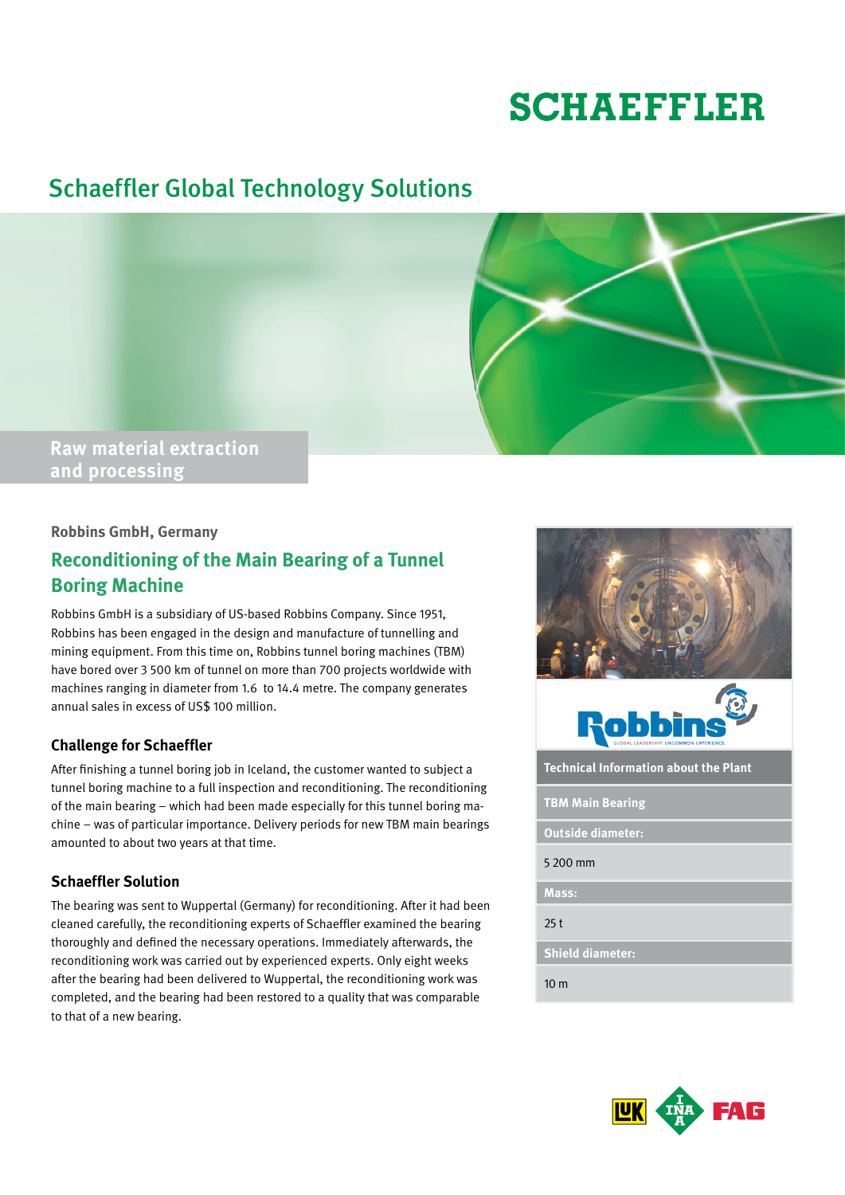# SCHAEFFLER

## Schaeffler Global Technology Solutions

Raw material extraction and processing

**Robbins GmbH, Germany**

## Reconditioning of the Main Bearing of a Tunnel Boring Machine

Robbins GmbH is a subsidiary of US-based Robbins Company. Since 1951, Robbins has been engaged in the design and manufacture of tunnelling and mining equipment. From this time on, Robbins tunnel boring machines (TBM) have bored over 3 500 km of tunnel on more than 700 projects worldwide with machines ranging in diameter from 1.6 to 14.4 metre. The company generates annual sales in excess of US$ 100 million.

### Challenge for Schaeffler

After finishing a tunnel boring job in Iceland, the customer wanted to subject a tunnel boring machine to a full inspection and reconditioning. The reconditioning of the main bearing – which had been made especially for this tunnel boring machine – was of particular importance. Delivery periods for new TBM main bearings amounted to about two years at that time.

### Schaeffler Solution

The bearing was sent to Wuppertal (Germany) for reconditioning. After it had been cleaned carefully, the reconditioning experts of Schaeffler examined the bearing thoroughly and defined the necessary operations. Immediately afterwards, the reconditioning work was carried out by experienced experts. Only eight weeks after the bearing had been delivered to Wuppertal, the reconditioning work was completed, and the bearing had been restored to a quality that was comparable to that of a new bearing.

| Technical Information about the Plant |
| --- |
| **TBM Main Bearing** |
| **Outside diameter:** |
| 5 200 mm |
| **Mass:** |
| 25 t |
| **Shield diameter:** |
| 10 m |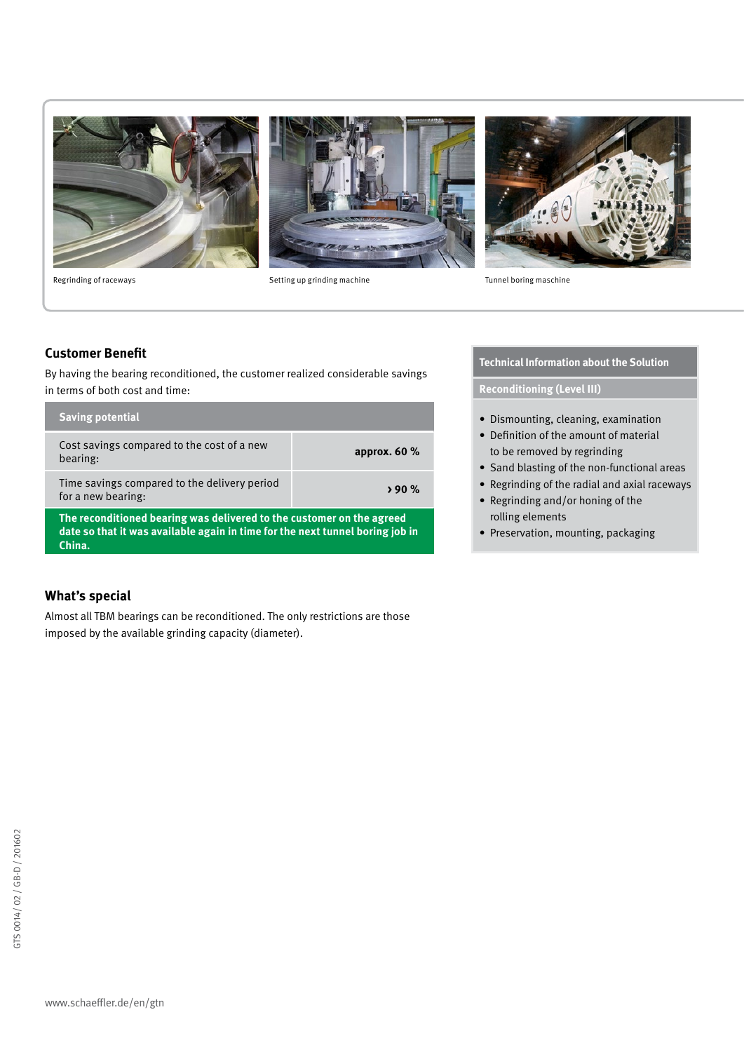Regrinding of raceways

Setting up grinding machine

Tunnel boring maschine

## Customer Benefit

By having the bearing reconditioned, the customer realized considerable savings in terms of both cost and time:

| Saving potential | |
|---|---|
| Cost savings compared to the cost of a new bearing: | **approx. 60 %** |
| Time savings compared to the delivery period for a new bearing: | **› 90 %** |

**The reconditioned bearing was delivered to the customer on the agreed date so that it was available again in time for the next tunnel boring job in China.**

## What's special

Almost all TBM bearings can be reconditioned. The only restrictions are those imposed by the available grinding capacity (diameter).

### Technical Information about the Solution

#### Reconditioning (Level III)

- Dismounting, cleaning, examination
- Definition of the amount of material to be removed by regrinding
- Sand blasting of the non-functional areas
- Regrinding of the radial and axial raceways
- Regrinding and/or honing of the rolling elements
- Preservation, mounting, packaging

GTS 0014/ 02 / GB-D / 201602

www.schaeffler.de/en/gtn